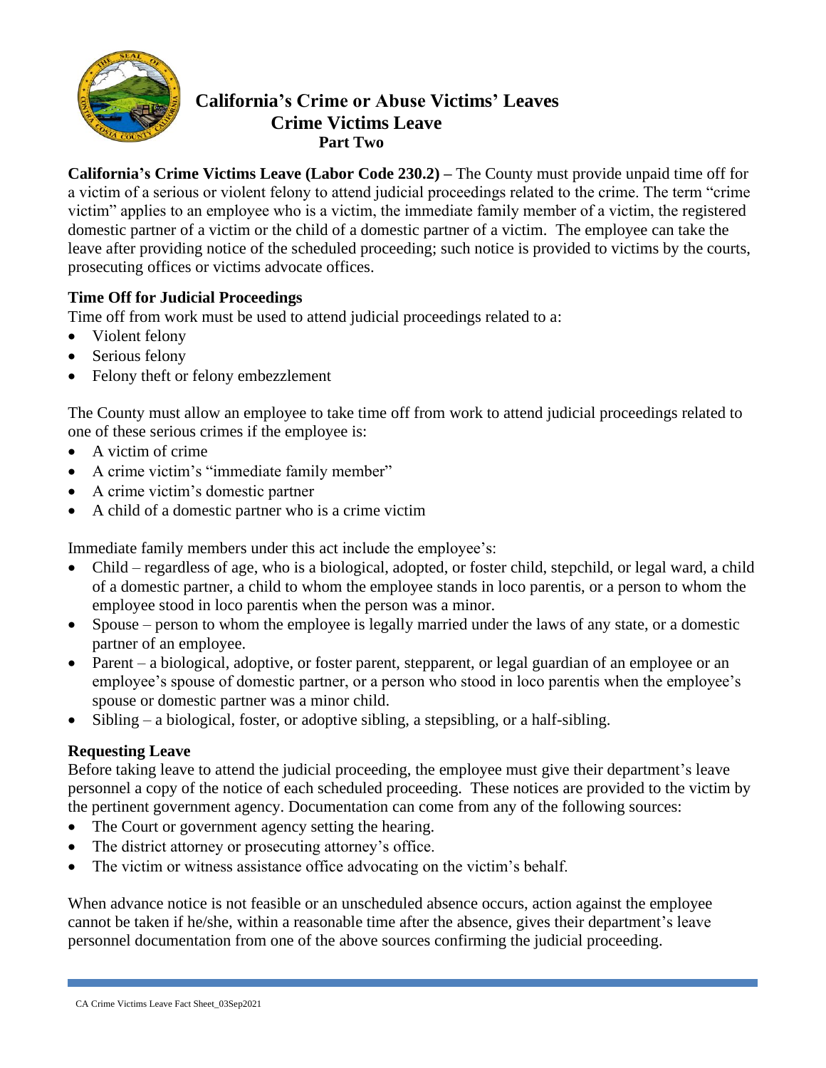# California's Crime or Abuse Victims' Leaves
## Crime Victims Leave
### Part Two

**California's Crime Victims Leave (Labor Code 230.2) –** The County must provide unpaid time off for a victim of a serious or violent felony to attend judicial proceedings related to the crime. The term "crime victim" applies to an employee who is a victim, the immediate family member of a victim, the registered domestic partner of a victim or the child of a domestic partner of a victim. The employee can take the leave after providing notice of the scheduled proceeding; such notice is provided to victims by the courts, prosecuting offices or victims advocate offices.

**Time Off for Judicial Proceedings**

Time off from work must be used to attend judicial proceedings related to a:

- Violent felony
- Serious felony
- Felony theft or felony embezzlement

The County must allow an employee to take time off from work to attend judicial proceedings related to one of these serious crimes if the employee is:

- A victim of crime
- A crime victim's "immediate family member"
- A crime victim's domestic partner
- A child of a domestic partner who is a crime victim

Immediate family members under this act include the employee's:

- Child – regardless of age, who is a biological, adopted, or foster child, stepchild, or legal ward, a child of a domestic partner, a child to whom the employee stands in loco parentis, or a person to whom the employee stood in loco parentis when the person was a minor.
- Spouse – person to whom the employee is legally married under the laws of any state, or a domestic partner of an employee.
- Parent – a biological, adoptive, or foster parent, stepparent, or legal guardian of an employee or an employee's spouse of domestic partner, or a person who stood in loco parentis when the employee's spouse or domestic partner was a minor child.
- Sibling – a biological, foster, or adoptive sibling, a stepsibling, or a half-sibling.

**Requesting Leave**

Before taking leave to attend the judicial proceeding, the employee must give their department's leave personnel a copy of the notice of each scheduled proceeding. These notices are provided to the victim by the pertinent government agency. Documentation can come from any of the following sources:

- The Court or government agency setting the hearing.
- The district attorney or prosecuting attorney's office.
- The victim or witness assistance office advocating on the victim's behalf.

When advance notice is not feasible or an unscheduled absence occurs, action against the employee cannot be taken if he/she, within a reasonable time after the absence, gives their department's leave personnel documentation from one of the above sources confirming the judicial proceeding.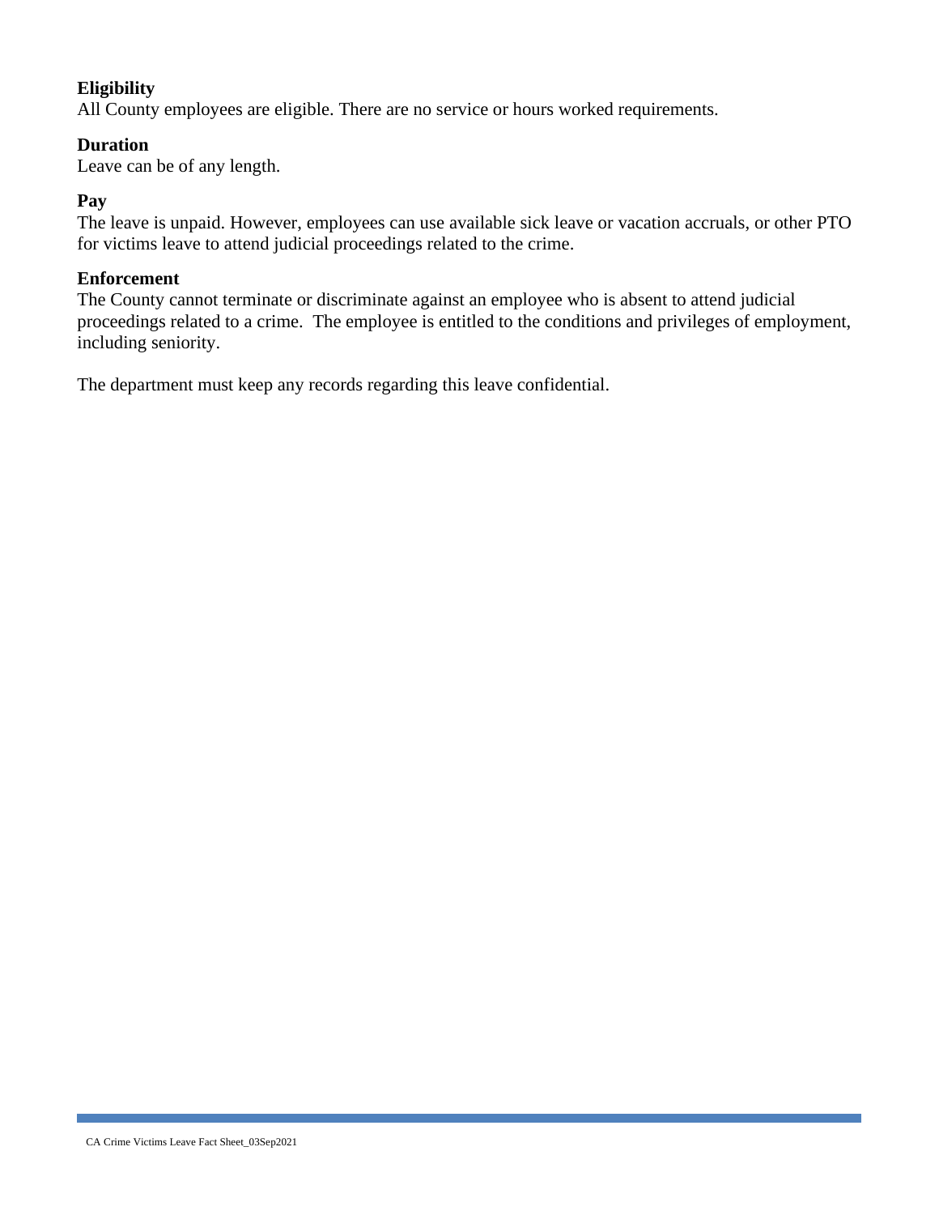**Eligibility**
All County employees are eligible. There are no service or hours worked requirements.

**Duration**
Leave can be of any length.

**Pay**
The leave is unpaid. However, employees can use available sick leave or vacation accruals, or other PTO for victims leave to attend judicial proceedings related to the crime.

**Enforcement**
The County cannot terminate or discriminate against an employee who is absent to attend judicial proceedings related to a crime. The employee is entitled to the conditions and privileges of employment, including seniority.

The department must keep any records regarding this leave confidential.